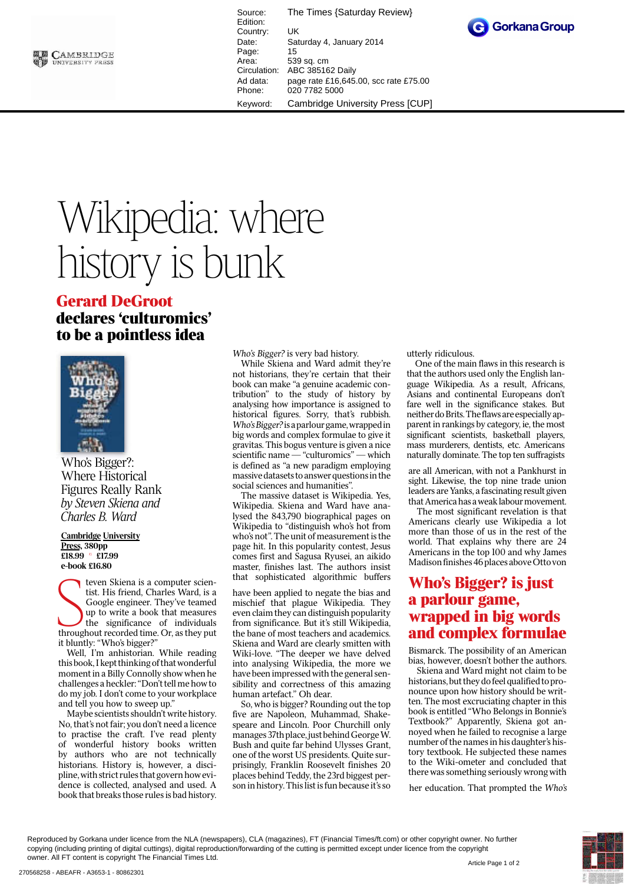Source: The Times {Saturday Review}
Edition:
Country: UK
Date: Saturday 4, January 2014
Page: 15
Area: 539 sq. cm
Circulation: ABC 385162 Daily
Ad data: page rate £16,645.00, scc rate £75.00
Phone: 020 7782 5000
Keyword: Cambridge University Press [CUP]

# Wikipedia: where history is bunk

## Gerard DeGroot declares 'culturomics' to be a pointless idea

Who's Bigger?: Where Historical Figures Really Rank
*by Steven Skiena and Charles B. Ward*

**Cambridge University Press, 380pp**
**£18.99 £17.99**
**e-book £16.80**

Steven Skiena is a computer scientist. His friend, Charles Ward, is a Google engineer. They've teamed up to write a book that measures the significance of individuals throughout recorded time. Or, as they put it bluntly: "Who's bigger?"

Well, I'm anhistorian. While reading this book, I kept thinking of that wonderful moment in a Billy Connolly show when he challenges a heckler: "Don't tell me how to do my job. I don't come to your workplace and tell you how to sweep up."

Maybe scientists shouldn't write history. No, that's not fair; you don't need a licence to practise the craft. I've read plenty of wonderful history books written by authors who are not technically historians. History is, however, a discipline, with strict rules that govern how evidence is collected, analysed and used. A book that breaks those rules is bad history.

*Who's Bigger?* is very bad history.

While Skiena and Ward admit they're not historians, they're certain that their book can make "a genuine academic contribution" to the study of history by analysing how importance is assigned to historical figures. Sorry, but that's rubbish. *Who's Bigger?* is a parlour game, wrapped in big words and complex formulae to give it gravitas. This bogus venture is given a nice scientific name — "culturomics" — which is defined as "a new paradigm employing massive datasets to answer questions in the social sciences and humanities".

The massive dataset is Wikipedia. Yes, Wikipedia. Skiena and Ward have analysed the 843,790 biographical pages on Wikipedia to "distinguish who's hot from who's not". The unit of measurement is the page hit. In this popularity contest, Jesus comes first and Sagusa Ryusei, an aikido master, finishes last. The authors insist that sophisticated algorithmic buffers have been applied to negate the bias and mischief that plague Wikipedia. They even claim they can distinguish popularity from significance. But it's still Wikipedia, the bane of most teachers and academics. Skiena and Ward are clearly smitten with Wiki-love. "The deeper we have delved into analysing Wikipedia, the more we have been impressed with the general sensibility and correctness of this amazing human artefact." Oh dear.

So, who is bigger? Rounding out the top five are Napoleon, Muhammad, Shakespeare and Lincoln. Poor Churchill only manages 37th place, just behind George W. Bush and quite far behind Ulysses Grant, one of the worst US presidents. Quite surprisingly, Franklin Roosevelt finishes 20 places behind Teddy, the 23rd biggest person in history. This list is fun because it's so utterly ridiculous.

One of the main flaws in this research is that the authors used only the English language Wikipedia. As a result, Africans, Asians and continental Europeans don't fare well in the significance stakes. But neither do Brits. The flaws are especially apparent in rankings by category, ie, the most significant scientists, basketball players, mass murderers, dentists, etc. Americans naturally dominate. The top ten suffragists are all American, with not a Pankhurst in sight. Likewise, the top nine trade union leaders are Yanks, a fascinating result given that America has a weak labour movement.

The most significant revelation is that Americans clearly use Wikipedia a lot more than those of us in the rest of the world. That explains why there are 24 Americans in the top 100 and why James Madison finishes 46 places above Otto von Bismarck. The possibility of an American bias, however, doesn't bother the authors.

> **Who's Bigger? is just a parlour game, wrapped in big words and complex formulae**

Skiena and Ward might not claim to be historians, but they do feel qualified to pronounce upon how history should be written. The most excruciating chapter in this book is entitled "Who Belongs in Bonnie's Textbook?" Apparently, Skiena got annoyed when he failed to recognise a large number of the names in his daughter's history textbook. He subjected these names to the Wiki-ometer and concluded that there was something seriously wrong with her education. That prompted the *Who's*

Reproduced by Gorkana under licence from the NLA (newspapers), CLA (magazines), FT (Financial Times/ft.com) or other copyright owner. No further copying (including printing of digital cuttings), digital reproduction/forwarding of the cutting is permitted except under licence from the copyright owner. All FT content is copyright The Financial Times Ltd.

270568258 - ABEAFR - A3653-1 - 80862301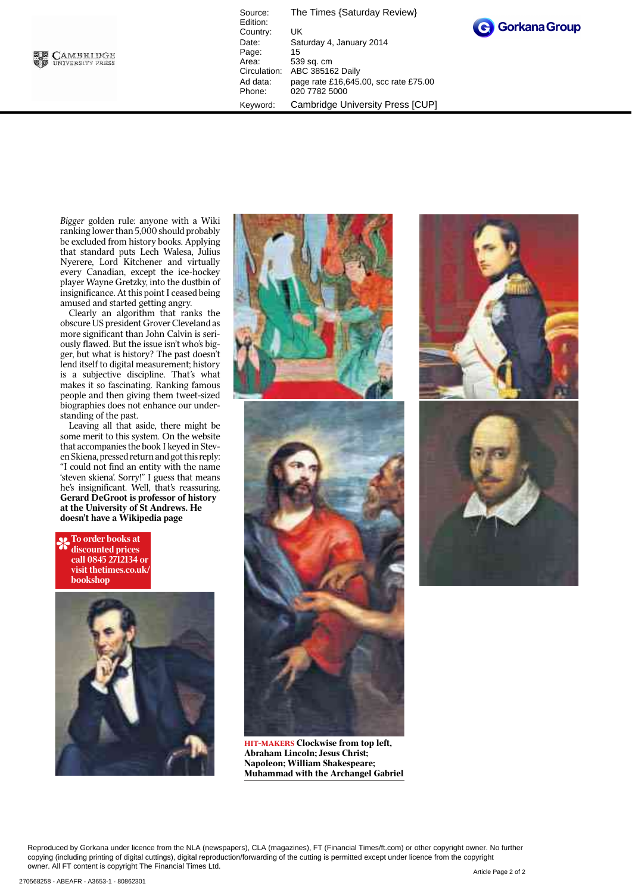| | |
|---|---|
| Source: | The Times {Saturday Review} |
| Edition: | |
| Country: | UK |
| Date: | Saturday 4, January 2014 |
| Page: | 15 |
| Area: | 539 sq. cm |
| Circulation: | ABC 385162 Daily |
| Ad data: | page rate £16,645.00, scc rate £75.00 |
| Phone: | 020 7782 5000 |
| Keyword: | Cambridge University Press [CUP] |

*Bigger* golden rule: anyone with a Wiki ranking lower than 5,000 should probably be excluded from history books. Applying that standard puts Lech Walesa, Julius Nyerere, Lord Kitchener and virtually every Canadian, except the ice-hockey player Wayne Gretzky, into the dustbin of insignificance. At this point I ceased being amused and started getting angry.

Clearly an algorithm that ranks the obscure US president Grover Cleveland as more significant than John Calvin is seriously flawed. But the issue isn't who's bigger, but what is history? The past doesn't lend itself to digital measurement; history is a subjective discipline. That's what makes it so fascinating. Ranking famous people and then giving them tweet-sized biographies does not enhance our understanding of the past.

Leaving all that aside, there might be some merit to this system. On the website that accompanies the book I keyed in Steven Skiena, pressed return and got this reply: "I could not find an entity with the name 'steven skiena'. Sorry!" I guess that means he's insignificant. Well, that's reassuring.

**Gerard DeGroot is professor of history at the University of St Andrews. He doesn't have a Wikipedia page**

**To order books at discounted prices call 0845 2712134 or visit thetimes.co.uk/bookshop**

**HIT-MAKERS Clockwise from top left, Abraham Lincoln; Jesus Christ; Napoleon; William Shakespeare; Muhammad with the Archangel Gabriel**

Reproduced by Gorkana under licence from the NLA (newspapers), CLA (magazines), FT (Financial Times/ft.com) or other copyright owner. No further copying (including printing of digital cuttings), digital reproduction/forwarding of the cutting is permitted except under licence from the copyright owner. All FT content is copyright The Financial Times Ltd.

270568258 - ABEAFR - A3653-1 - 80862301